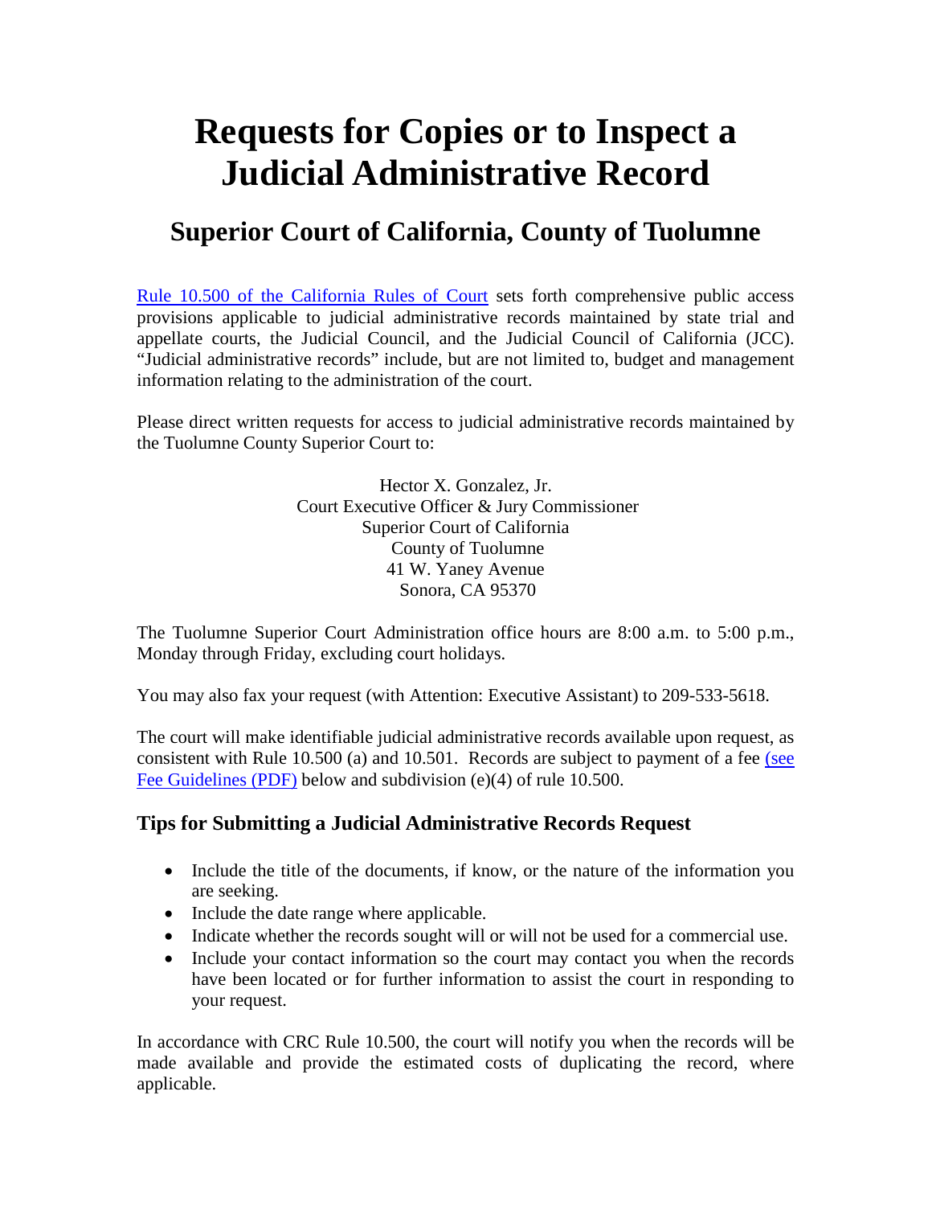# Requests for Copies or to Inspect a Judicial Administrative Record

## Superior Court of California, County of Tuolumne

Rule 10.500 of the California Rules of Court sets forth comprehensive public access provisions applicable to judicial administrative records maintained by state trial and appellate courts, the Judicial Council, and the Judicial Council of California (JCC). "Judicial administrative records" include, but are not limited to, budget and management information relating to the administration of the court.

Please direct written requests for access to judicial administrative records maintained by the Tuolumne County Superior Court to:

Hector X. Gonzalez, Jr.
Court Executive Officer & Jury Commissioner
Superior Court of California
County of Tuolumne
41 W. Yaney Avenue
Sonora, CA 95370

The Tuolumne Superior Court Administration office hours are 8:00 a.m. to 5:00 p.m., Monday through Friday, excluding court holidays.

You may also fax your request (with Attention: Executive Assistant) to 209-533-5618.

The court will make identifiable judicial administrative records available upon request, as consistent with Rule 10.500 (a) and 10.501. Records are subject to payment of a fee (see Fee Guidelines (PDF) below and subdivision (e)(4) of rule 10.500.

### Tips for Submitting a Judicial Administrative Records Request

- Include the title of the documents, if know, or the nature of the information you are seeking.
- Include the date range where applicable.
- Indicate whether the records sought will or will not be used for a commercial use.
- Include your contact information so the court may contact you when the records have been located or for further information to assist the court in responding to your request.

In accordance with CRC Rule 10.500, the court will notify you when the records will be made available and provide the estimated costs of duplicating the record, where applicable.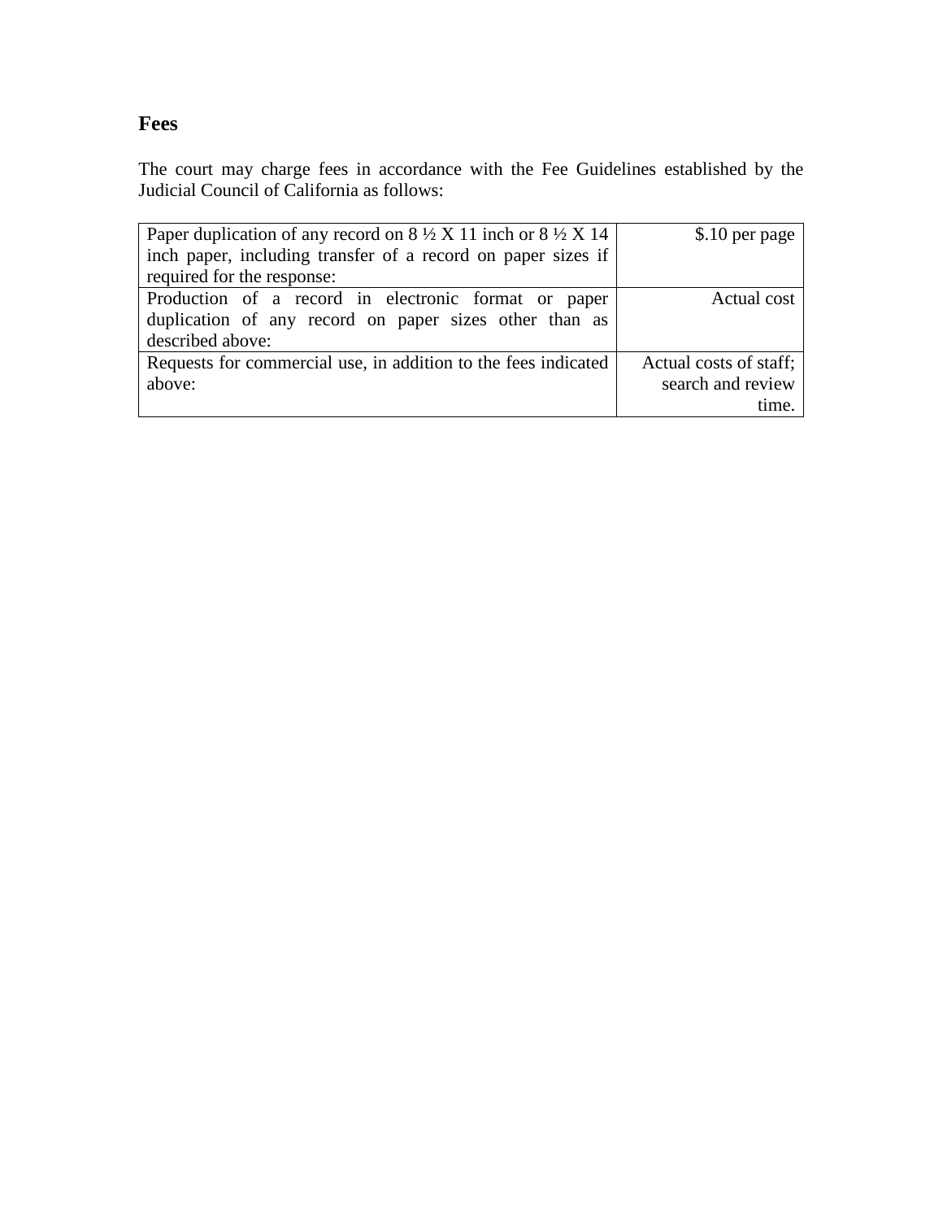## Fees

The court may charge fees in accordance with the Fee Guidelines established by the Judicial Council of California as follows:

| | |
|---|---|
| Paper duplication of any record on 8 ½ X 11 inch or 8 ½ X 14 inch paper, including transfer of a record on paper sizes if required for the response: | $.10 per page |
| Production of a record in electronic format or paper duplication of any record on paper sizes other than as described above: | Actual cost |
| Requests for commercial use, in addition to the fees indicated above: | Actual costs of staff; search and review time. |